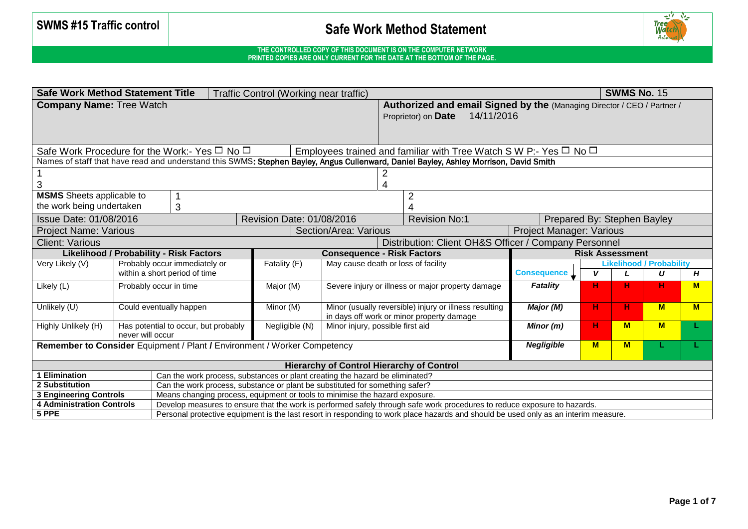# SWMS #15 Traffic control

## Safe Work Method Statement

**THE CONTROLLED COPY OF THIS DOCUMENT IS ON THE COMPUTER NETWORK**
**PRINTED COPIES ARE ONLY CURRENT FOR THE DATE AT THE BOTTOM OF THE PAGE.**

| **Safe Work Method Statement Title** | Traffic Control (Working near traffic) | **SWMS No.** 15 |
|---|---|---|
| **Company Name:** Tree Watch | **Authorized and email Signed by the** (Managing Director / CEO / Partner / Proprietor) on **Date** 14/11/2016 | |
| Safe Work Procedure for the Work:- Yes ☐ No ☐ | Employees trained and familiar with Tree Watch S W P:- Yes ☐ No ☐ | |

Names of staff that have read and understand this SWMS: **Stephen Bayley, Angus Cullenward, Daniel Bayley, Ashley Morrison, David Smith**

| | |
|---|---|
| 1 | 2 |
| 3 | 4 |

| **MSMS** Sheets applicable to the work being undertaken | 1 | 2 |
|---|---|---|
| | 3 | 4 |

| Issue Date: 01/08/2016 | Revision Date: 01/08/2016 | Revision No:1 | Prepared By: Stephen Bayley |
|---|---|---|---|
| Project Name: Various | Section/Area: Various | Project Manager: Various | |
| Client: Various | Distribution: Client OH&S Officer / Company Personnel | | |

| **Likelihood / Probability - Risk Factors** | | **Consequence - Risk Factors** | | **Risk Assessment** | | | | |
|---|---|---|---|---|---|---|---|---|
| | | | | **Consequence** ↓ | **Likelihood / Probability** | | | |
| | | | | | **V** | **L** | **U** | **H** |
| Very Likely (V) | Probably occur immediately or within a short period of time | Fatality (F) | May cause death or loss of facility | ***Fatality*** | **H** | **H** | **H** | **M** |
| Likely (L) | Probably occur in time | Major (M) | Severe injury or illness or major property damage | ***Major (M)*** | **H** | **H** | **M** | **M** |
| Unlikely (U) | Could eventually happen | Minor (M) | Minor (usually reversible) injury or illness resulting in days off work or minor property damage | ***Minor (m)*** | **H** | **M** | **M** | **L** |
| Highly Unlikely (H) | Has potential to occur, but probably never will occur | Negligible (N) | Minor injury, possible first aid | ***Negligible*** | **M** | **M** | **L** | **L** |

**Remember to Consider** Equipment / Plant **/** Environment / Worker Competency

| **Hierarchy of Control Hierarchy of Control** | |
|---|---|
| **1 Elimination** | Can the work process, substances or plant creating the hazard be eliminated? |
| **2 Substitution** | Can the work process, substance or plant be substituted for something safer? |
| **3 Engineering Controls** | Means changing process, equipment or tools to minimise the hazard exposure. |
| **4 Administration Controls** | Develop measures to ensure that the work is performed safely through safe work procedures to reduce exposure to hazards. |
| **5 PPE** | Personal protective equipment is the last resort in responding to work place hazards and should be used only as an interim measure. |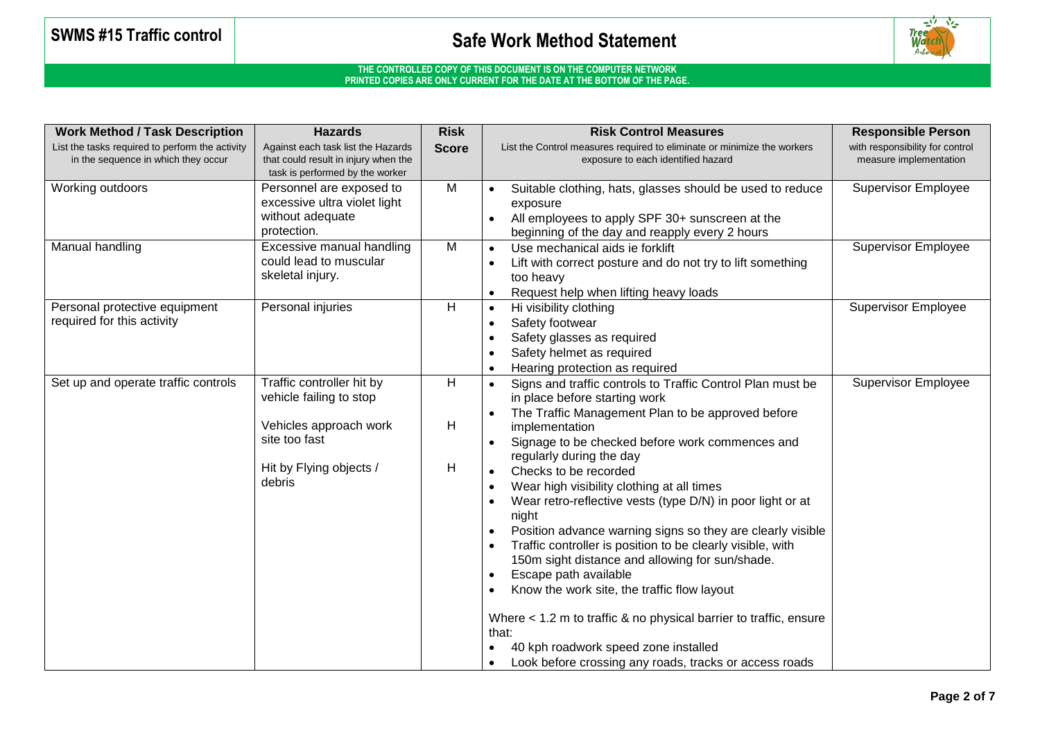# SWMS #15 Traffic control

## Safe Work Method Statement

**THE CONTROLLED COPY OF THIS DOCUMENT IS ON THE COMPUTER NETWORK**
**PRINTED COPIES ARE ONLY CURRENT FOR THE DATE AT THE BOTTOM OF THE PAGE.**

| **Work Method / Task Description**<br>List the tasks required to perform the activity in the sequence in which they occur | **Hazards**<br>Against each task list the Hazards that could result in injury when the task is performed by the worker | **Risk Score** | **Risk Control Measures**<br>List the Control measures required to eliminate or minimize the workers exposure to each identified hazard | **Responsible Person**<br>with responsibility for control measure implementation |
|---|---|---|---|---|
| Working outdoors | Personnel are exposed to excessive ultra violet light without adequate protection. | M | • Suitable clothing, hats, glasses should be used to reduce exposure<br>• All employees to apply SPF 30+ sunscreen at the beginning of the day and reapply every 2 hours | Supervisor Employee |
| Manual handling | Excessive manual handling could lead to muscular skeletal injury. | M | • Use mechanical aids ie forklift<br>• Lift with correct posture and do not try to lift something too heavy<br>• Request help when lifting heavy loads | Supervisor Employee |
| Personal protective equipment required for this activity | Personal injuries | H | • Hi visibility clothing<br>• Safety footwear<br>• Safety glasses as required<br>• Safety helmet as required<br>• Hearing protection as required | Supervisor Employee |
| Set up and operate traffic controls | Traffic controller hit by vehicle failing to stop<br><br>Vehicles approach work site too fast<br><br>Hit by Flying objects / debris | H<br><br>H<br><br>H | • Signs and traffic controls to Traffic Control Plan must be in place before starting work<br>• The Traffic Management Plan to be approved before implementation<br>• Signage to be checked before work commences and regularly during the day<br>• Checks to be recorded<br>• Wear high visibility clothing at all times<br>• Wear retro-reflective vests (type D/N) in poor light or at night<br>• Position advance warning signs so they are clearly visible<br>• Traffic controller is position to be clearly visible, with 150m sight distance and allowing for sun/shade.<br>• Escape path available<br>• Know the work site, the traffic flow layout<br><br>Where < 1.2 m to traffic & no physical barrier to traffic, ensure that:<br>• 40 kph roadwork speed zone installed<br>• Look before crossing any roads, tracks or access roads | Supervisor Employee |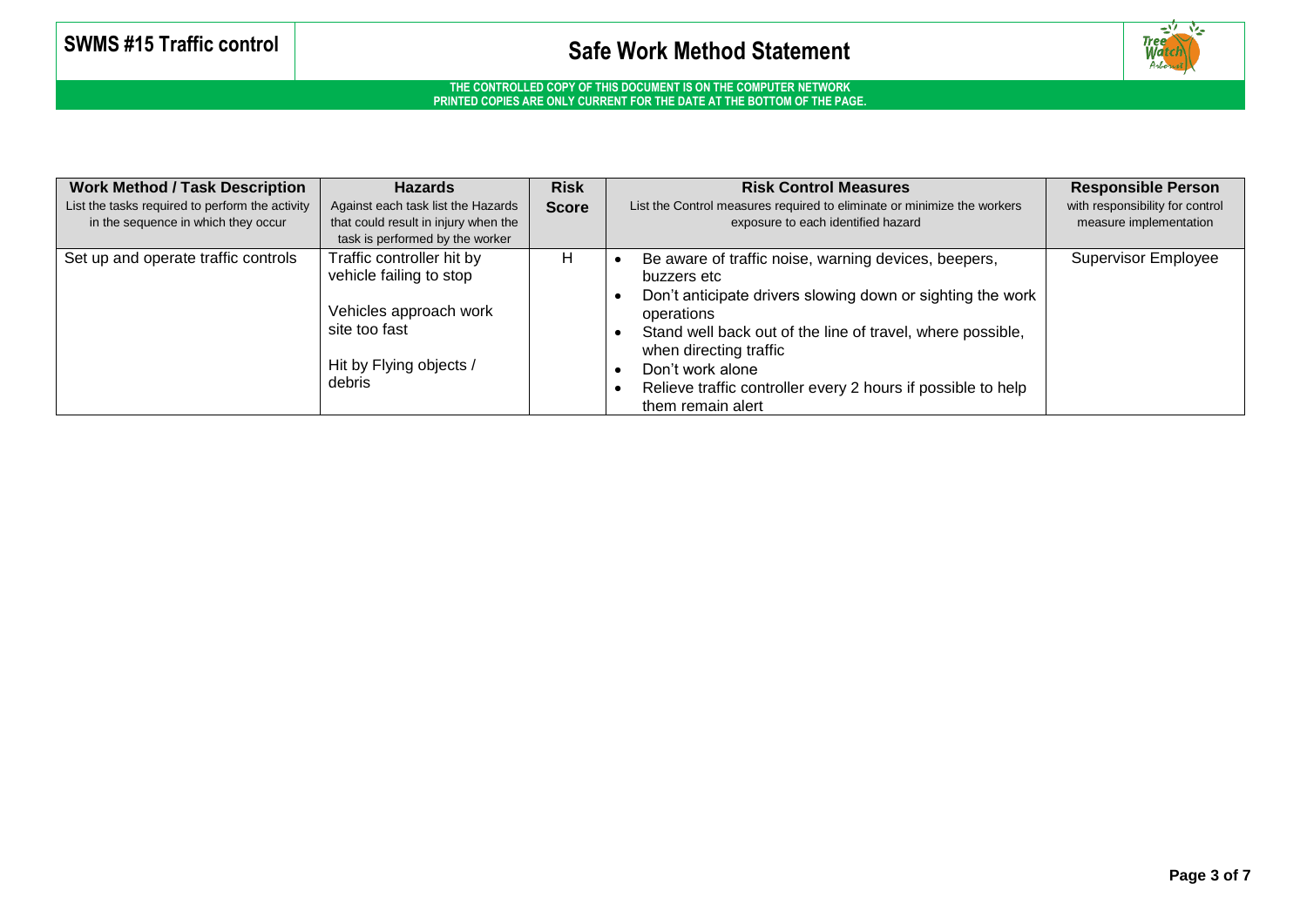| Work Method / Task Description<br>List the tasks required to perform the activity in the sequence in which they occur | Hazards<br>Against each task list the Hazards that could result in injury when the task is performed by the worker | Risk Score | Risk Control Measures<br>List the Control measures required to eliminate or minimize the workers exposure to each identified hazard | Responsible Person<br>with responsibility for control measure implementation |
|---|---|---|---|---|
| Set up and operate traffic controls | Traffic controller hit by vehicle failing to stop<br><br>Vehicles approach work site too fast<br><br>Hit by Flying objects / debris | H | • Be aware of traffic noise, warning devices, beepers, buzzers etc<br>• Don't anticipate drivers slowing down or sighting the work operations<br>• Stand well back out of the line of travel, where possible, when directing traffic<br>• Don't work alone<br>• Relieve traffic controller every 2 hours if possible to help them remain alert | Supervisor Employee |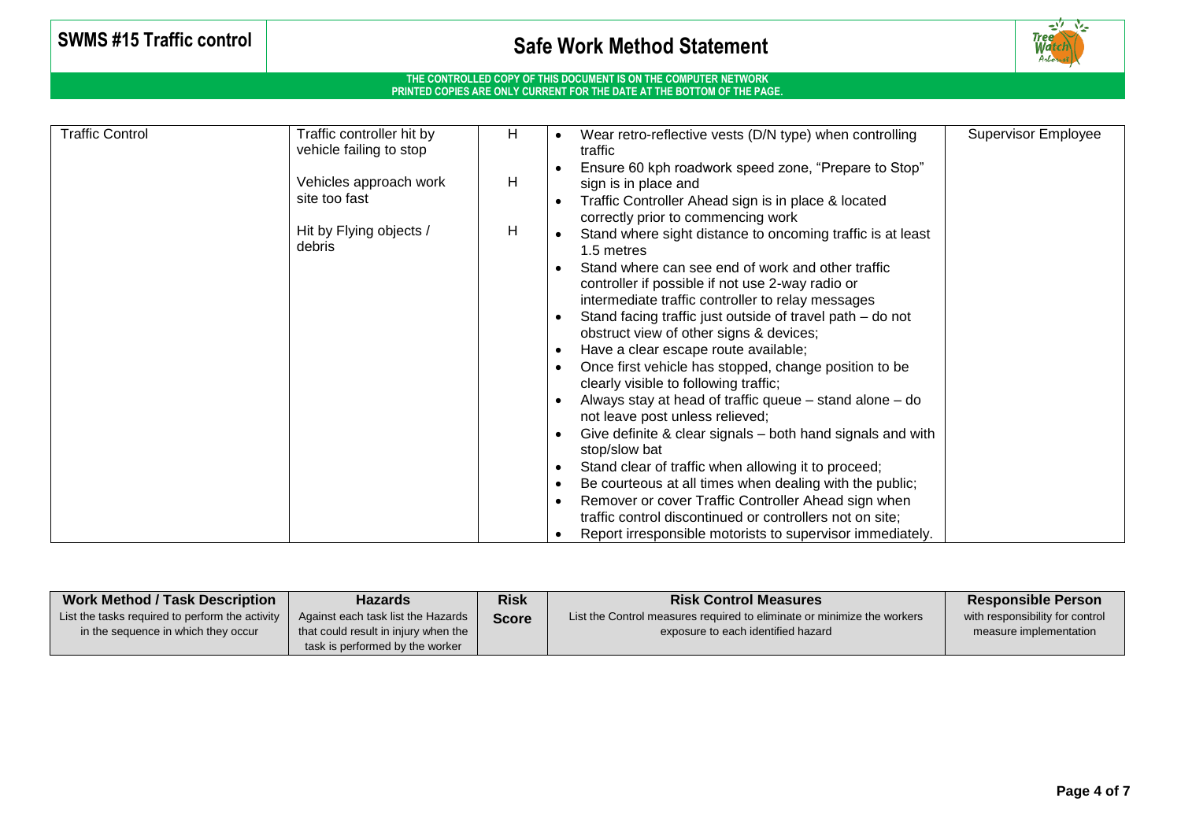| Traffic Control | Traffic controller hit by vehicle failing to stop<br><br>Vehicles approach work site too fast<br><br>Hit by Flying objects / debris | H<br><br>H<br><br>H | • Wear retro-reflective vests (D/N type) when controlling traffic<br>• Ensure 60 kph roadwork speed zone, "Prepare to Stop" sign is in place and<br>• Traffic Controller Ahead sign is in place & located correctly prior to commencing work<br>• Stand where sight distance to oncoming traffic is at least 1.5 metres<br>• Stand where can see end of work and other traffic controller if possible if not use 2-way radio or intermediate traffic controller to relay messages<br>• Stand facing traffic just outside of travel path – do not obstruct view of other signs & devices;<br>• Have a clear escape route available;<br>• Once first vehicle has stopped, change position to be clearly visible to following traffic;<br>• Always stay at head of traffic queue – stand alone – do not leave post unless relieved;<br>• Give definite & clear signals – both hand signals and with stop/slow bat<br>• Stand clear of traffic when allowing it to proceed;<br>• Be courteous at all times when dealing with the public;<br>• Remover or cover Traffic Controller Ahead sign when traffic control discontinued or controllers not on site;<br>• Report irresponsible motorists to supervisor immediately. | Supervisor Employee |
|---|---|---|---|---|

| **Work Method / Task Description**<br>List the tasks required to perform the activity in the sequence in which they occur | **Hazards**<br>Against each task list the Hazards that could result in injury when the task is performed by the worker | **Risk Score** | **Risk Control Measures**<br>List the Control measures required to eliminate or minimize the workers exposure to each identified hazard | **Responsible Person**<br>with responsibility for control measure implementation |
|---|---|---|---|---|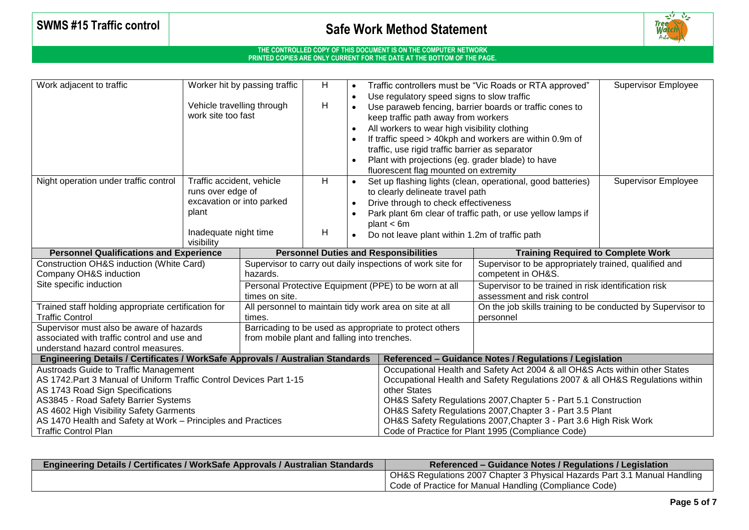# SWMS #15 Traffic control

## Safe Work Method Statement

**THE CONTROLLED COPY OF THIS DOCUMENT IS ON THE COMPUTER NETWORK**
**PRINTED COPIES ARE ONLY CURRENT FOR THE DATE AT THE BOTTOM OF THE PAGE.**

| | | | | |
|---|---|---|---|---|
| Work adjacent to traffic | Worker hit by passing traffic<br><br>Vehicle travelling through work site too fast | H<br><br>H | • Traffic controllers must be "Vic Roads or RTA approved"<br>• Use regulatory speed signs to slow traffic<br>• Use paraweb fencing, barrier boards or traffic cones to keep traffic path away from workers<br>• All workers to wear high visibility clothing<br>• If traffic speed > 40kph and workers are within 0.9m of traffic, use rigid traffic barrier as separator<br>• Plant with projections (eg. grader blade) to have fluorescent flag mounted on extremity | Supervisor Employee |
| Night operation under traffic control | Traffic accident, vehicle runs over edge of excavation or into parked plant<br><br>Inadequate night time visibility | H<br><br>H | • Set up flashing lights (clean, operational, good batteries) to clearly delineate travel path<br>• Drive through to check effectiveness<br>• Park plant 6m clear of traffic path, or use yellow lamps if plant < 6m<br>• Do not leave plant within 1.2m of traffic path | Supervisor Employee |

| Personnel Qualifications and Experience | Personnel Duties and Responsibilities | Training Required to Complete Work |
|---|---|---|
| Construction OH&S induction (White Card)<br>Company OH&S induction<br>Site specific induction | Supervisor to carry out daily inspections of work site for hazards.<br>Personal Protective Equipment (PPE) to be worn at all times on site. | Supervisor to be appropriately trained, qualified and competent in OH&S.<br>Supervisor to be trained in risk identification risk assessment and risk control |
| Trained staff holding appropriate certification for Traffic Control | All personnel to maintain tidy work area on site at all times. | On the job skills training to be conducted by Supervisor to personnel |
| Supervisor must also be aware of hazards associated with traffic control and use and understand hazard control measures. | Barricading to be used as appropriate to protect others from mobile plant and falling into trenches. | |

| Engineering Details / Certificates / WorkSafe Approvals / Australian Standards | Referenced – Guidance Notes / Regulations / Legislation |
|---|---|
| Austroads Guide to Traffic Management<br>AS 1742.Part 3 Manual of Uniform Traffic Control Devices Part 1-15<br>AS 1743 Road Sign Specifications<br>AS3845 - Road Safety Barrier Systems<br>AS 4602 High Visibility Safety Garments<br>AS 1470 Health and Safety at Work – Principles and Practices<br>Traffic Control Plan | Occupational Health and Safety Act 2004 & all OH&S Acts within other States<br>Occupational Health and Safety Regulations 2007 & all OH&S Regulations within other States<br>OH&S Safety Regulations 2007,Chapter 5 - Part 5.1 Construction<br>OH&S Safety Regulations 2007,Chapter 3 - Part 3.5 Plant<br>OH&S Safety Regulations 2007,Chapter 3 - Part 3.6 High Risk Work<br>Code of Practice for Plant 1995 (Compliance Code) |

| Engineering Details / Certificates / WorkSafe Approvals / Australian Standards | Referenced – Guidance Notes / Regulations / Legislation |
|---|---|
| | OH&S Regulations 2007 Chapter 3 Physical Hazards Part 3.1 Manual Handling<br>Code of Practice for Manual Handling (Compliance Code) |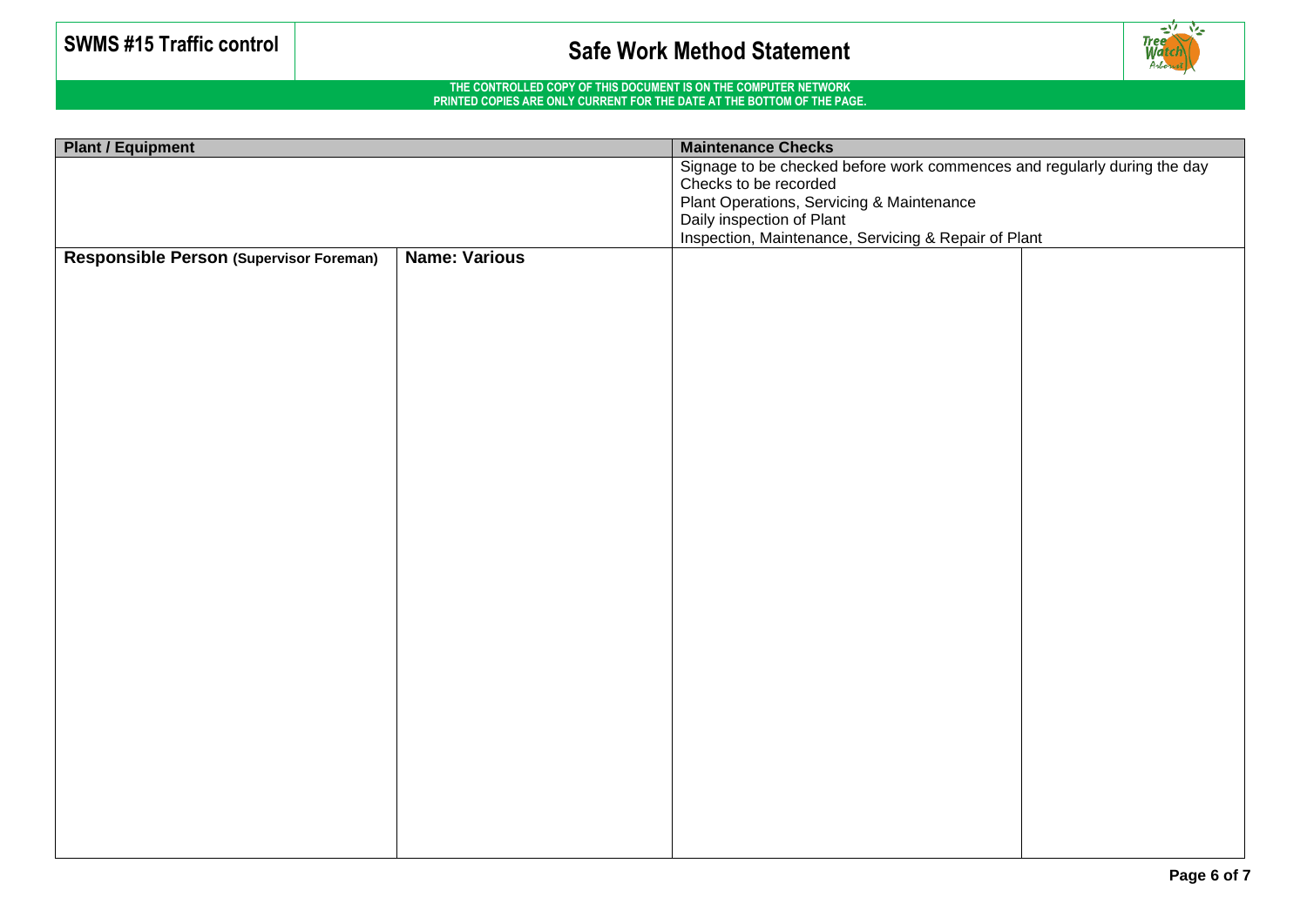| Plant / Equipment | | Maintenance Checks | |
|---|---|---|---|
| | | Signage to be checked before work commences and regularly during the day<br>Checks to be recorded<br>Plant Operations, Servicing & Maintenance<br>Daily inspection of Plant<br>Inspection, Maintenance, Servicing & Repair of Plant | |
| **Responsible Person (Supervisor Foreman)** | **Name: Various** | | |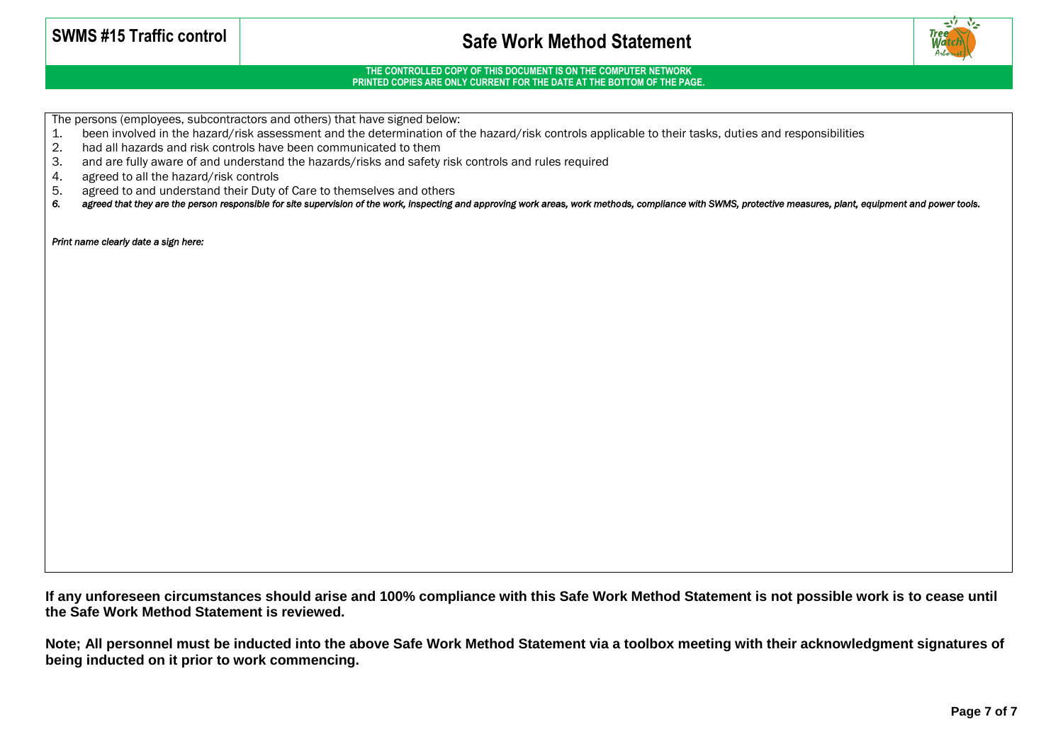The persons (employees, subcontractors and others) that have signed below:

1. been involved in the hazard/risk assessment and the determination of the hazard/risk controls applicable to their tasks, duties and responsibilities
2. had all hazards and risk controls have been communicated to them
3. and are fully aware of and understand the hazards/risks and safety risk controls and rules required
4. agreed to all the hazard/risk controls
5. agreed to and understand their Duty of Care to themselves and others
6. *agreed that they are the person responsible for site supervision of the work, inspecting and approving work areas, work methods, compliance with SWMS, protective measures, plant, equipment and power tools.*

*Print name clearly date a sign here:*

**If any unforeseen circumstances should arise and 100% compliance with this Safe Work Method Statement is not possible work is to cease until the Safe Work Method Statement is reviewed.**

**Note; All personnel must be inducted into the above Safe Work Method Statement via a toolbox meeting with their acknowledgment signatures of being inducted on it prior to work commencing.**